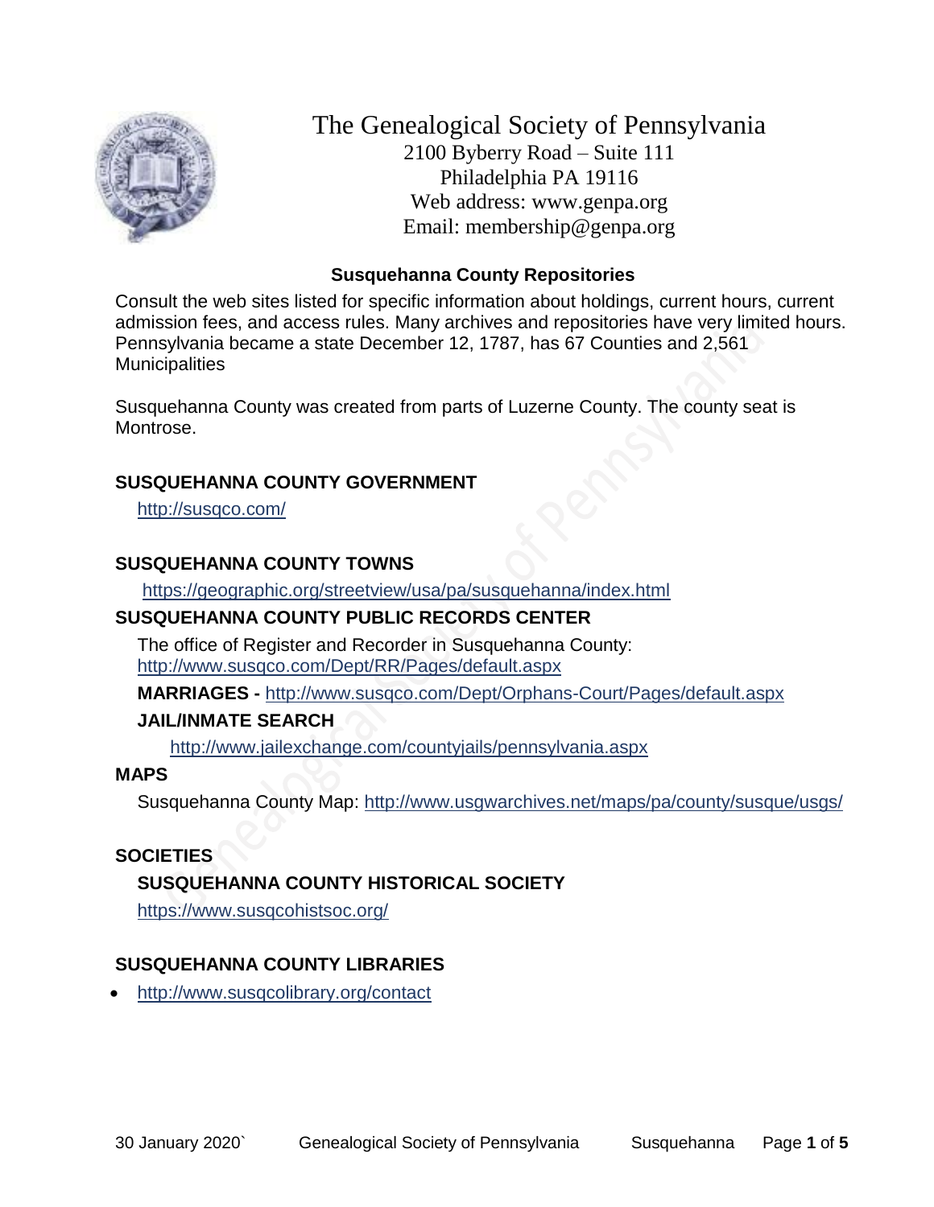# The Genealogical Society of Pennsylvania

2100 Byberry Road – Suite 111
Philadelphia PA 19116
Web address: www.genpa.org
Email: membership@genpa.org

## Susquehanna County Repositories

Consult the web sites listed for specific information about holdings, current hours, current admission fees, and access rules. Many archives and repositories have very limited hours. Pennsylvania became a state December 12, 1787, has 67 Counties and 2,561 Municipalities

Susquehanna County was created from parts of Luzerne County. The county seat is Montrose.

### SUSQUEHANNA COUNTY GOVERNMENT

http://susqco.com/

### SUSQUEHANNA COUNTY TOWNS

https://geographic.org/streetview/usa/pa/susquehanna/index.html

### SUSQUEHANNA COUNTY PUBLIC RECORDS CENTER

The office of Register and Recorder in Susquehanna County:
http://www.susqco.com/Dept/RR/Pages/default.aspx

**MARRIAGES -** http://www.susqco.com/Dept/Orphans-Court/Pages/default.aspx

**JAIL/INMATE SEARCH**

http://www.jailexchange.com/countyjails/pennsylvania.aspx

### MAPS

Susquehanna County Map: http://www.usgwarchives.net/maps/pa/county/susque/usgs/

### SOCIETIES

**SUSQUEHANNA COUNTY HISTORICAL SOCIETY**

https://www.susqcohistsoc.org/

### SUSQUEHANNA COUNTY LIBRARIES

- http://www.susqcolibrary.org/contact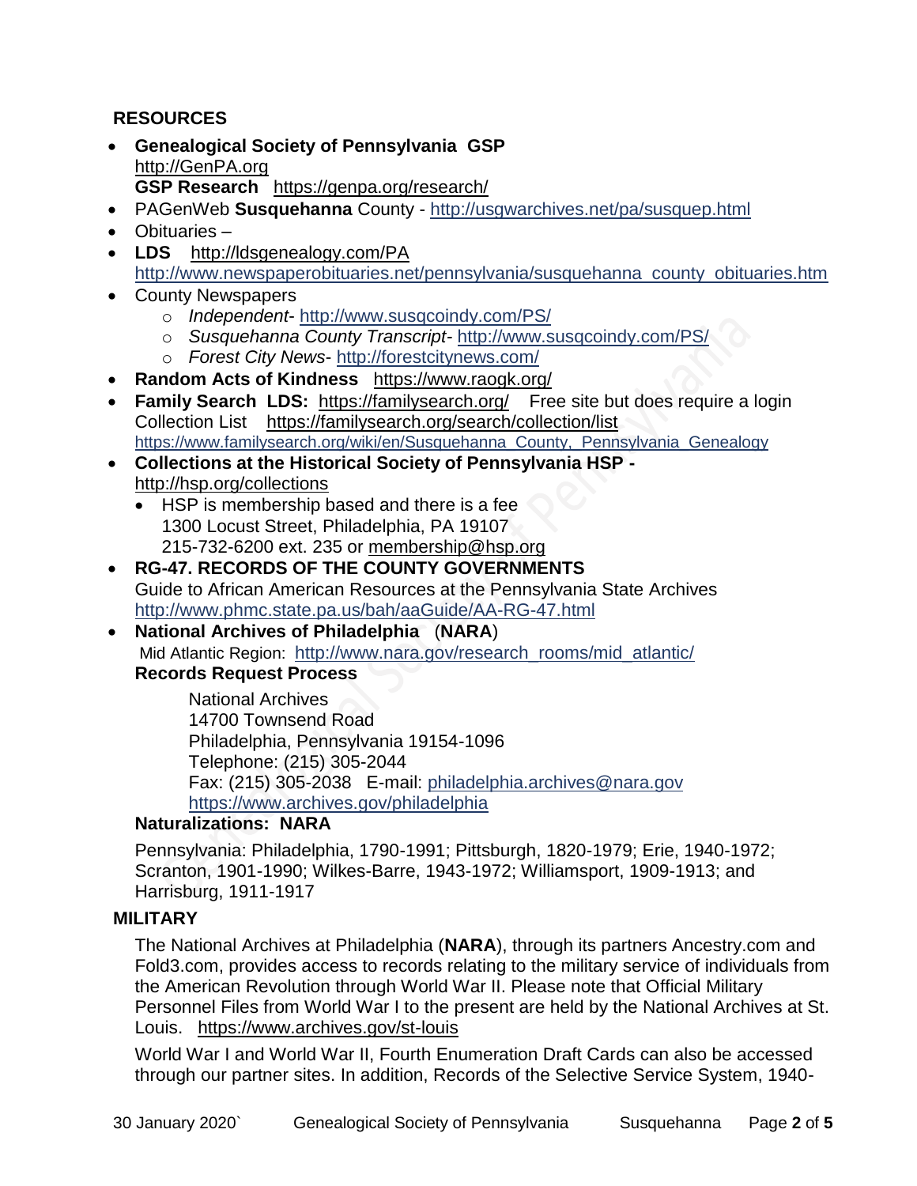## RESOURCES

- **Genealogical Society of Pennsylvania GSP**
  http://GenPA.org
  **GSP Research** https://genpa.org/research/
- PAGenWeb **Susquehanna** County - http://usgwarchives.net/pa/susquep.html
- Obituaries –
- **LDS** http://ldsgenealogy.com/PA
  http://www.newspaperobituaries.net/pennsylvania/susquehanna_county_obituaries.htm
- County Newspapers
  - *Independent*- http://www.susqcoindy.com/PS/
  - *Susquehanna County Transcript*- http://www.susqcoindy.com/PS/
  - *Forest City News*- http://forestcitynews.com/
- **Random Acts of Kindness** https://www.raogk.org/
- **Family Search LDS:** https://familysearch.org/ Free site but does require a login
  Collection List https://familysearch.org/search/collection/list
  https://www.familysearch.org/wiki/en/Susquehanna_County,_Pennsylvania_Genealogy
- **Collections at the Historical Society of Pennsylvania HSP -**
  http://hsp.org/collections
  - HSP is membership based and there is a fee
    1300 Locust Street, Philadelphia, PA 19107
    215-732-6200 ext. 235 or membership@hsp.org
- **RG-47. RECORDS OF THE COUNTY GOVERNMENTS**
  Guide to African American Resources at the Pennsylvania State Archives
  http://www.phmc.state.pa.us/bah/aaGuide/AA-RG-47.html
- **National Archives of Philadelphia** (**NARA**)
  Mid Atlantic Region: http://www.nara.gov/research_rooms/mid_atlantic/
  **Records Request Process**

  National Archives
  14700 Townsend Road
  Philadelphia, Pennsylvania 19154-1096
  Telephone: (215) 305-2044
  Fax: (215) 305-2038 E-mail: philadelphia.archives@nara.gov
  https://www.archives.gov/philadelphia

  **Naturalizations: NARA**

  Pennsylvania: Philadelphia, 1790-1991; Pittsburgh, 1820-1979; Erie, 1940-1972; Scranton, 1901-1990; Wilkes-Barre, 1943-1972; Williamsport, 1909-1913; and Harrisburg, 1911-1917

## MILITARY

The National Archives at Philadelphia (**NARA**), through its partners Ancestry.com and Fold3.com, provides access to records relating to the military service of individuals from the American Revolution through World War II. Please note that Official Military Personnel Files from World War I to the present are held by the National Archives at St. Louis. https://www.archives.gov/st-louis

World War I and World War II, Fourth Enumeration Draft Cards can also be accessed through our partner sites. In addition, Records of the Selective Service System, 1940-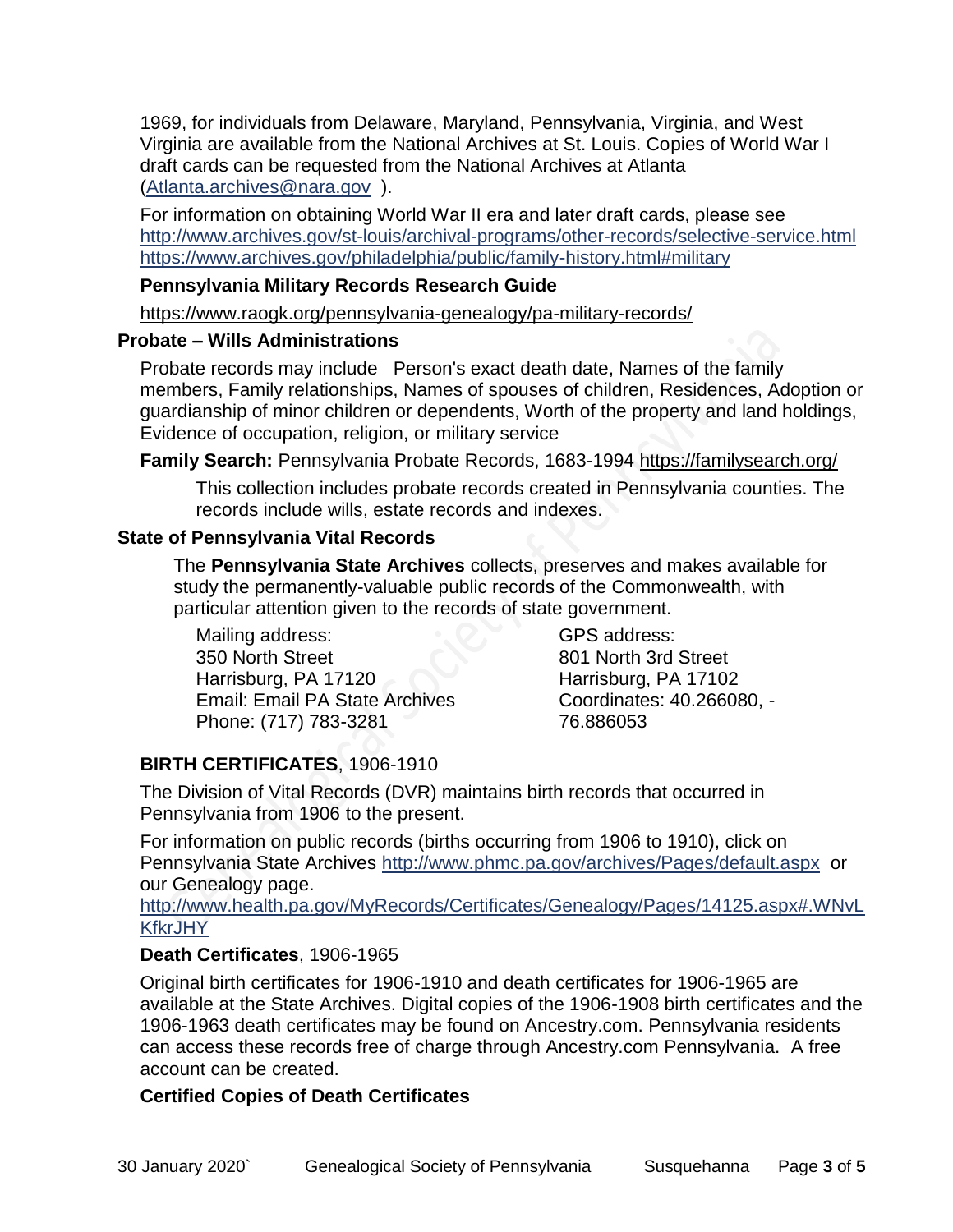1969, for individuals from Delaware, Maryland, Pennsylvania, Virginia, and West Virginia are available from the National Archives at St. Louis. Copies of World War I draft cards can be requested from the National Archives at Atlanta (Atlanta.archives@nara.gov ).

For information on obtaining World War II era and later draft cards, please see
http://www.archives.gov/st-louis/archival-programs/other-records/selective-service.html
https://www.archives.gov/philadelphia/public/family-history.html#military

**Pennsylvania Military Records Research Guide**

https://www.raogk.org/pennsylvania-genealogy/pa-military-records/

### Probate – Wills Administrations

Probate records may include Person's exact death date, Names of the family members, Family relationships, Names of spouses of children, Residences, Adoption or guardianship of minor children or dependents, Worth of the property and land holdings, Evidence of occupation, religion, or military service

**Family Search:** Pennsylvania Probate Records, 1683-1994 https://familysearch.org/

This collection includes probate records created in Pennsylvania counties. The records include wills, estate records and indexes.

### State of Pennsylvania Vital Records

The **Pennsylvania State Archives** collects, preserves and makes available for study the permanently-valuable public records of the Commonwealth, with particular attention given to the records of state government.

Mailing address:
350 North Street
Harrisburg, PA 17120
Email: Email PA State Archives
Phone: (717) 783-3281

GPS address:
801 North 3rd Street
Harrisburg, PA 17102
Coordinates: 40.266080, -76.886053

**BIRTH CERTIFICATES**, 1906-1910

The Division of Vital Records (DVR) maintains birth records that occurred in Pennsylvania from 1906 to the present.

For information on public records (births occurring from 1906 to 1910), click on Pennsylvania State Archives http://www.phmc.pa.gov/archives/Pages/default.aspx or our Genealogy page.
http://www.health.pa.gov/MyRecords/Certificates/Genealogy/Pages/14125.aspx#.WNvLKfkrJHY

**Death Certificates**, 1906-1965

Original birth certificates for 1906-1910 and death certificates for 1906-1965 are available at the State Archives. Digital copies of the 1906-1908 birth certificates and the 1906-1963 death certificates may be found on Ancestry.com. Pennsylvania residents can access these records free of charge through Ancestry.com Pennsylvania. A free account can be created.

**Certified Copies of Death Certificates**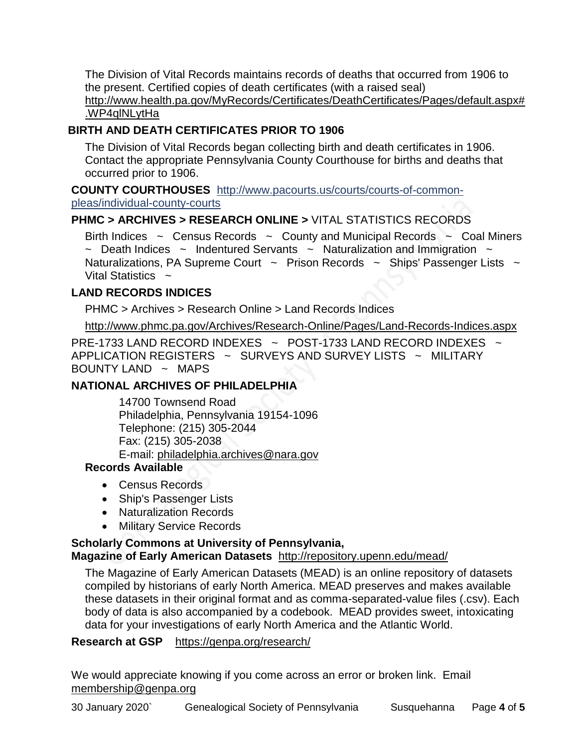The Division of Vital Records maintains records of deaths that occurred from 1906 to the present. Certified copies of death certificates (with a raised seal) http://www.health.pa.gov/MyRecords/Certificates/DeathCertificates/Pages/default.aspx#.WP4qlNLytHa

## BIRTH AND DEATH CERTIFICATES PRIOR TO 1906

The Division of Vital Records began collecting birth and death certificates in 1906. Contact the appropriate Pennsylvania County Courthouse for births and deaths that occurred prior to 1906.

**COUNTY COURTHOUSES** http://www.pacourts.us/courts/courts-of-common-pleas/individual-county-courts

## PHMC > ARCHIVES > RESEARCH ONLINE > VITAL STATISTICS RECORDS

Birth Indices ~ Census Records ~ County and Municipal Records ~ Coal Miners ~ Death Indices ~ Indentured Servants ~ Naturalization and Immigration ~ Naturalizations, PA Supreme Court ~ Prison Records ~ Ships' Passenger Lists ~ Vital Statistics ~

## LAND RECORDS INDICES

PHMC > Archives > Research Online > Land Records Indices

http://www.phmc.pa.gov/Archives/Research-Online/Pages/Land-Records-Indices.aspx

PRE-1733 LAND RECORD INDEXES ~ POST-1733 LAND RECORD INDEXES ~ APPLICATION REGISTERS ~ SURVEYS AND SURVEY LISTS ~ MILITARY BOUNTY LAND ~ MAPS

## NATIONAL ARCHIVES OF PHILADELPHIA

14700 Townsend Road
Philadelphia, Pennsylvania 19154-1096
Telephone: (215) 305-2044
Fax: (215) 305-2038
E-mail: philadelphia.archives@nara.gov

**Records Available**

- Census Records
- Ship's Passenger Lists
- Naturalization Records
- Military Service Records

**Scholarly Commons at University of Pennsylvania,**
**Magazine of Early American Datasets** http://repository.upenn.edu/mead/

The Magazine of Early American Datasets (MEAD) is an online repository of datasets compiled by historians of early North America. MEAD preserves and makes available these datasets in their original format and as comma-separated-value files (.csv). Each body of data is also accompanied by a codebook. MEAD provides sweet, intoxicating data for your investigations of early North America and the Atlantic World.

**Research at GSP** https://genpa.org/research/

We would appreciate knowing if you come across an error or broken link. Email membership@genpa.org